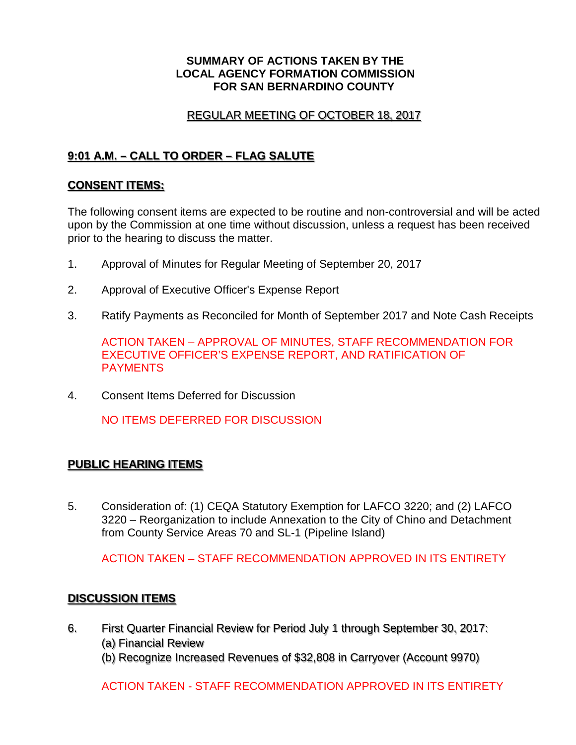**SUMMARY OF ACTIONS TAKEN BY THE**
**LOCAL AGENCY FORMATION COMMISSION**
**FOR SAN BERNARDINO COUNTY**

REGULAR MEETING OF OCTOBER 18, 2017

## 9:01 A.M. – CALL TO ORDER – FLAG SALUTE

## CONSENT ITEMS:

The following consent items are expected to be routine and non-controversial and will be acted upon by the Commission at one time without discussion, unless a request has been received prior to the hearing to discuss the matter.

1. Approval of Minutes for Regular Meeting of September 20, 2017

2. Approval of Executive Officer's Expense Report

3. Ratify Payments as Reconciled for Month of September 2017 and Note Cash Receipts

   ACTION TAKEN – APPROVAL OF MINUTES, STAFF RECOMMENDATION FOR EXECUTIVE OFFICER'S EXPENSE REPORT, AND RATIFICATION OF PAYMENTS

4. Consent Items Deferred for Discussion

   NO ITEMS DEFERRED FOR DISCUSSION

## PUBLIC HEARING ITEMS

5. Consideration of: (1) CEQA Statutory Exemption for LAFCO 3220; and (2) LAFCO 3220 – Reorganization to include Annexation to the City of Chino and Detachment from County Service Areas 70 and SL-1 (Pipeline Island)

   ACTION TAKEN – STAFF RECOMMENDATION APPROVED IN ITS ENTIRETY

## DISCUSSION ITEMS

6. First Quarter Financial Review for Period July 1 through September 30, 2017:
   (a) Financial Review
   (b) Recognize Increased Revenues of $32,808 in Carryover (Account 9970)

   ACTION TAKEN - STAFF RECOMMENDATION APPROVED IN ITS ENTIRETY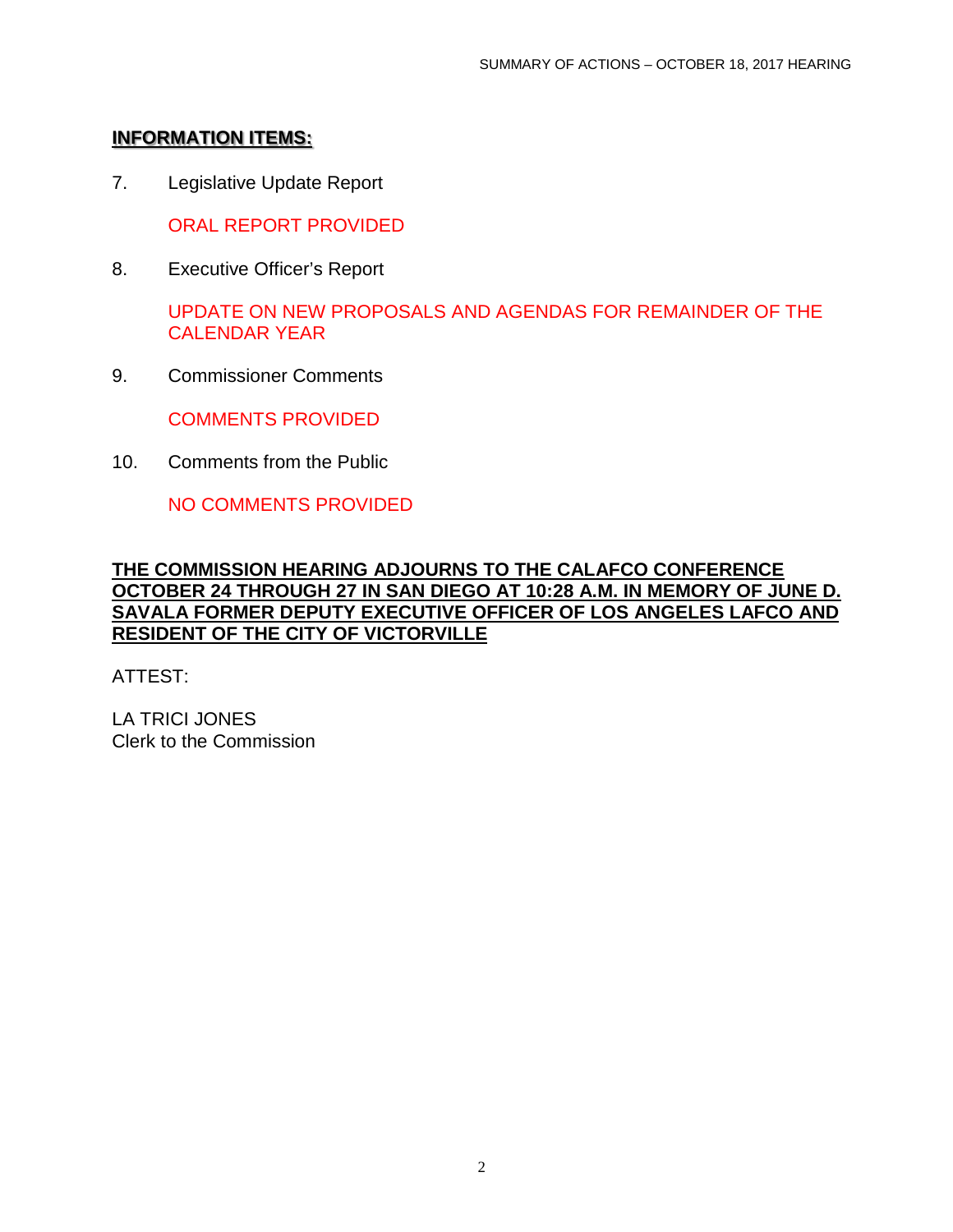## INFORMATION ITEMS:

7. Legislative Update Report

   ORAL REPORT PROVIDED

8. Executive Officer's Report

   UPDATE ON NEW PROPOSALS AND AGENDAS FOR REMAINDER OF THE CALENDAR YEAR

9. Commissioner Comments

   COMMENTS PROVIDED

10. Comments from the Public

    NO COMMENTS PROVIDED

**THE COMMISSION HEARING ADJOURNS TO THE CALAFCO CONFERENCE OCTOBER 24 THROUGH 27 IN SAN DIEGO AT 10:28 A.M. IN MEMORY OF JUNE D. SAVALA FORMER DEPUTY EXECUTIVE OFFICER OF LOS ANGELES LAFCO AND RESIDENT OF THE CITY OF VICTORVILLE**

ATTEST:

LA TRICI JONES
Clerk to the Commission